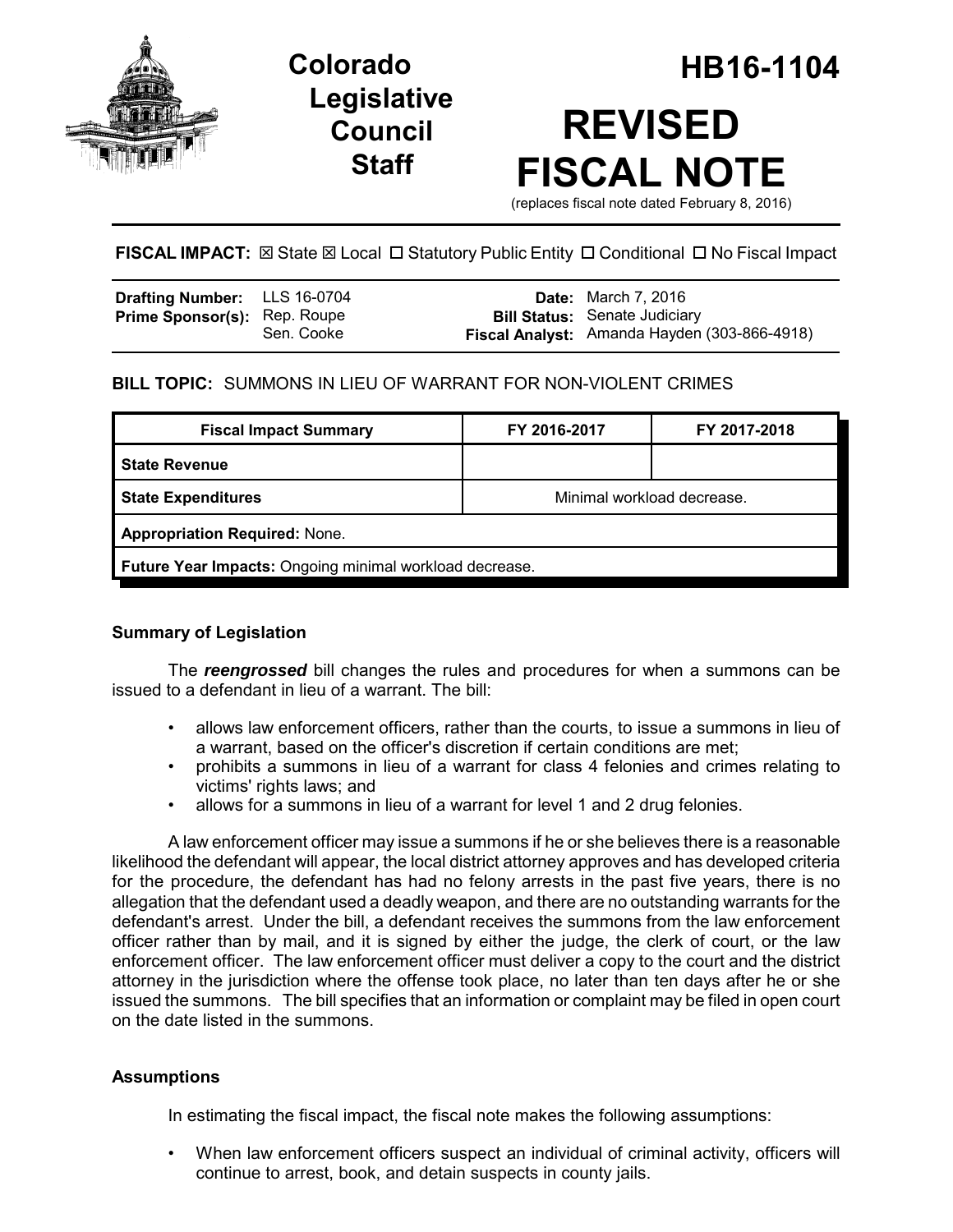# Colorado Legislative Council Staff

# HB16-1104

# REVISED FISCAL NOTE

(replaces fiscal note dated February 8, 2016)

**FISCAL IMPACT:** ☒ State ☒ Local ☐ Statutory Public Entity ☐ Conditional ☐ No Fiscal Impact

| | | | |
|---|---|---|---|
| **Drafting Number:** | LLS 16-0704 | **Date:** | March 7, 2016 |
| **Prime Sponsor(s):** | Rep. Roupe<br>Sen. Cooke | **Bill Status:** | Senate Judiciary |
| | | **Fiscal Analyst:** | Amanda Hayden (303-866-4918) |

**BILL TOPIC:** SUMMONS IN LIEU OF WARRANT FOR NON-VIOLENT CRIMES

| Fiscal Impact Summary | FY 2016-2017 | FY 2017-2018 |
|---|---|---|
| **State Revenue** | | |
| **State Expenditures** | Minimal workload decrease. | |
| **Appropriation Required:** None. | | |
| **Future Year Impacts:** Ongoing minimal workload decrease. | | |

### Summary of Legislation

The ***reengrossed*** bill changes the rules and procedures for when a summons can be issued to a defendant in lieu of a warrant. The bill:

- allows law enforcement officers, rather than the courts, to issue a summons in lieu of a warrant, based on the officer's discretion if certain conditions are met;
- prohibits a summons in lieu of a warrant for class 4 felonies and crimes relating to victims' rights laws; and
- allows for a summons in lieu of a warrant for level 1 and 2 drug felonies.

A law enforcement officer may issue a summons if he or she believes there is a reasonable likelihood the defendant will appear, the local district attorney approves and has developed criteria for the procedure, the defendant has had no felony arrests in the past five years, there is no allegation that the defendant used a deadly weapon, and there are no outstanding warrants for the defendant's arrest. Under the bill, a defendant receives the summons from the law enforcement officer rather than by mail, and it is signed by either the judge, the clerk of court, or the law enforcement officer. The law enforcement officer must deliver a copy to the court and the district attorney in the jurisdiction where the offense took place, no later than ten days after he or she issued the summons. The bill specifies that an information or complaint may be filed in open court on the date listed in the summons.

### Assumptions

In estimating the fiscal impact, the fiscal note makes the following assumptions:

- When law enforcement officers suspect an individual of criminal activity, officers will continue to arrest, book, and detain suspects in county jails.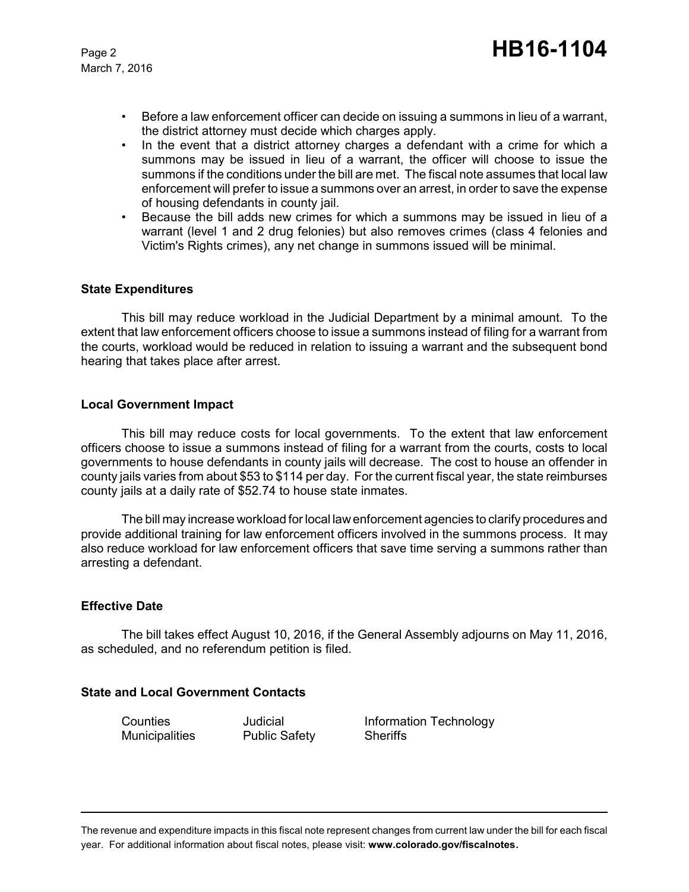- Before a law enforcement officer can decide on issuing a summons in lieu of a warrant, the district attorney must decide which charges apply.
- In the event that a district attorney charges a defendant with a crime for which a summons may be issued in lieu of a warrant, the officer will choose to issue the summons if the conditions under the bill are met. The fiscal note assumes that local law enforcement will prefer to issue a summons over an arrest, in order to save the expense of housing defendants in county jail.
- Because the bill adds new crimes for which a summons may be issued in lieu of a warrant (level 1 and 2 drug felonies) but also removes crimes (class 4 felonies and Victim's Rights crimes), any net change in summons issued will be minimal.

### State Expenditures

This bill may reduce workload in the Judicial Department by a minimal amount. To the extent that law enforcement officers choose to issue a summons instead of filing for a warrant from the courts, workload would be reduced in relation to issuing a warrant and the subsequent bond hearing that takes place after arrest.

### Local Government Impact

This bill may reduce costs for local governments. To the extent that law enforcement officers choose to issue a summons instead of filing for a warrant from the courts, costs to local governments to house defendants in county jails will decrease. The cost to house an offender in county jails varies from about $53 to $114 per day. For the current fiscal year, the state reimburses county jails at a daily rate of $52.74 to house state inmates.

The bill may increase workload for local law enforcement agencies to clarify procedures and provide additional training for law enforcement officers involved in the summons process. It may also reduce workload for law enforcement officers that save time serving a summons rather than arresting a defendant.

### Effective Date

The bill takes effect August 10, 2016, if the General Assembly adjourns on May 11, 2016, as scheduled, and no referendum petition is filed.

### State and Local Government Contacts

| | | |
|---|---|---|
| Counties | Judicial | Information Technology |
| Municipalities | Public Safety | Sheriffs |

The revenue and expenditure impacts in this fiscal note represent changes from current law under the bill for each fiscal year. For additional information about fiscal notes, please visit: **www.colorado.gov/fiscalnotes.**